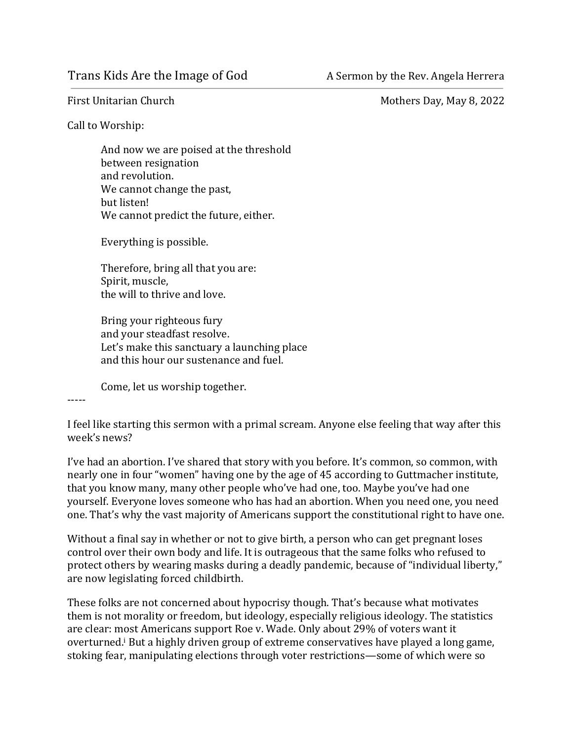# Trans Kids Are the Image of God

A Sermon by the Rev. Angela Herrera

First Unitarian Church

Mothers Day, May 8, 2022

Call to Worship:

> And now we are poised at the threshold
> between resignation
> and revolution.
> We cannot change the past,
> but listen!
> We cannot predict the future, either.
>
> Everything is possible.
>
> Therefore, bring all that you are:
> Spirit, muscle,
> the will to thrive and love.
>
> Bring your righteous fury
> and your steadfast resolve.
> Let's make this sanctuary a launching place
> and this hour our sustenance and fuel.
>
> Come, let us worship together.

-----

I feel like starting this sermon with a primal scream. Anyone else feeling that way after this week's news?

I've had an abortion. I've shared that story with you before. It's common, so common, with nearly one in four "women" having one by the age of 45 according to Guttmacher institute, that you know many, many other people who've had one, too. Maybe you've had one yourself. Everyone loves someone who has had an abortion. When you need one, you need one. That's why the vast majority of Americans support the constitutional right to have one.

Without a final say in whether or not to give birth, a person who can get pregnant loses control over their own body and life. It is outrageous that the same folks who refused to protect others by wearing masks during a deadly pandemic, because of "individual liberty," are now legislating forced childbirth.

These folks are not concerned about hypocrisy though. That's because what motivates them is not morality or freedom, but ideology, especially religious ideology. The statistics are clear: most Americans support Roe v. Wade. Only about 29% of voters want it overturned.[i] But a highly driven group of extreme conservatives have played a long game, stoking fear, manipulating elections through voter restrictions—some of which were so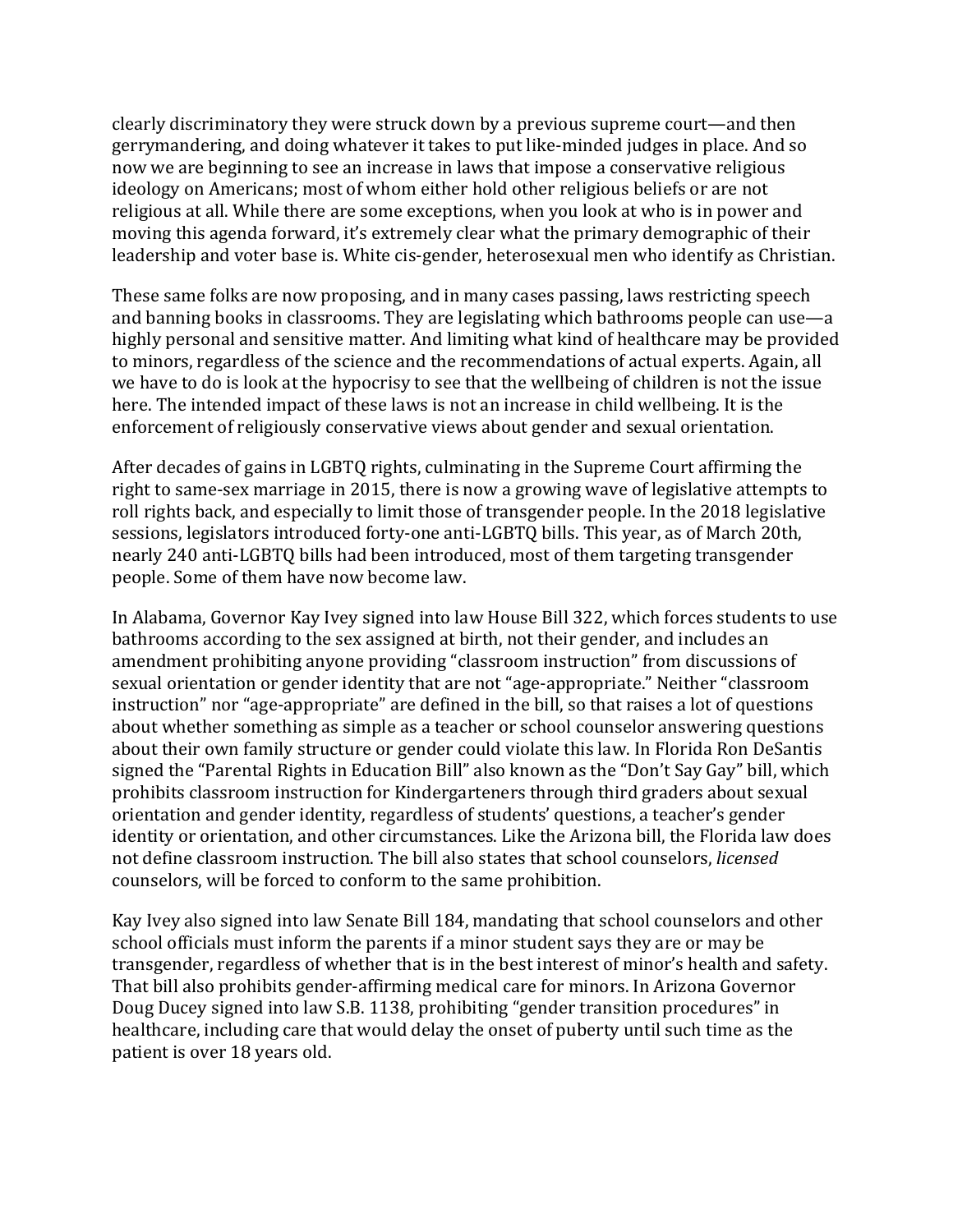clearly discriminatory they were struck down by a previous supreme court—and then gerrymandering, and doing whatever it takes to put like-minded judges in place. And so now we are beginning to see an increase in laws that impose a conservative religious ideology on Americans; most of whom either hold other religious beliefs or are not religious at all. While there are some exceptions, when you look at who is in power and moving this agenda forward, it's extremely clear what the primary demographic of their leadership and voter base is. White cis-gender, heterosexual men who identify as Christian.

These same folks are now proposing, and in many cases passing, laws restricting speech and banning books in classrooms. They are legislating which bathrooms people can use—a highly personal and sensitive matter. And limiting what kind of healthcare may be provided to minors, regardless of the science and the recommendations of actual experts. Again, all we have to do is look at the hypocrisy to see that the wellbeing of children is not the issue here. The intended impact of these laws is not an increase in child wellbeing. It is the enforcement of religiously conservative views about gender and sexual orientation.

After decades of gains in LGBTQ rights, culminating in the Supreme Court affirming the right to same-sex marriage in 2015, there is now a growing wave of legislative attempts to roll rights back, and especially to limit those of transgender people. In the 2018 legislative sessions, legislators introduced forty-one anti-LGBTQ bills. This year, as of March 20th, nearly 240 anti-LGBTQ bills had been introduced, most of them targeting transgender people. Some of them have now become law.

In Alabama, Governor Kay Ivey signed into law House Bill 322, which forces students to use bathrooms according to the sex assigned at birth, not their gender, and includes an amendment prohibiting anyone providing "classroom instruction" from discussions of sexual orientation or gender identity that are not "age-appropriate." Neither "classroom instruction" nor "age-appropriate" are defined in the bill, so that raises a lot of questions about whether something as simple as a teacher or school counselor answering questions about their own family structure or gender could violate this law. In Florida Ron DeSantis signed the "Parental Rights in Education Bill" also known as the "Don't Say Gay" bill, which prohibits classroom instruction for Kindergarteners through third graders about sexual orientation and gender identity, regardless of students' questions, a teacher's gender identity or orientation, and other circumstances. Like the Arizona bill, the Florida law does not define classroom instruction. The bill also states that school counselors, *licensed* counselors, will be forced to conform to the same prohibition.

Kay Ivey also signed into law Senate Bill 184, mandating that school counselors and other school officials must inform the parents if a minor student says they are or may be transgender, regardless of whether that is in the best interest of minor's health and safety. That bill also prohibits gender-affirming medical care for minors. In Arizona Governor Doug Ducey signed into law S.B. 1138, prohibiting "gender transition procedures" in healthcare, including care that would delay the onset of puberty until such time as the patient is over 18 years old.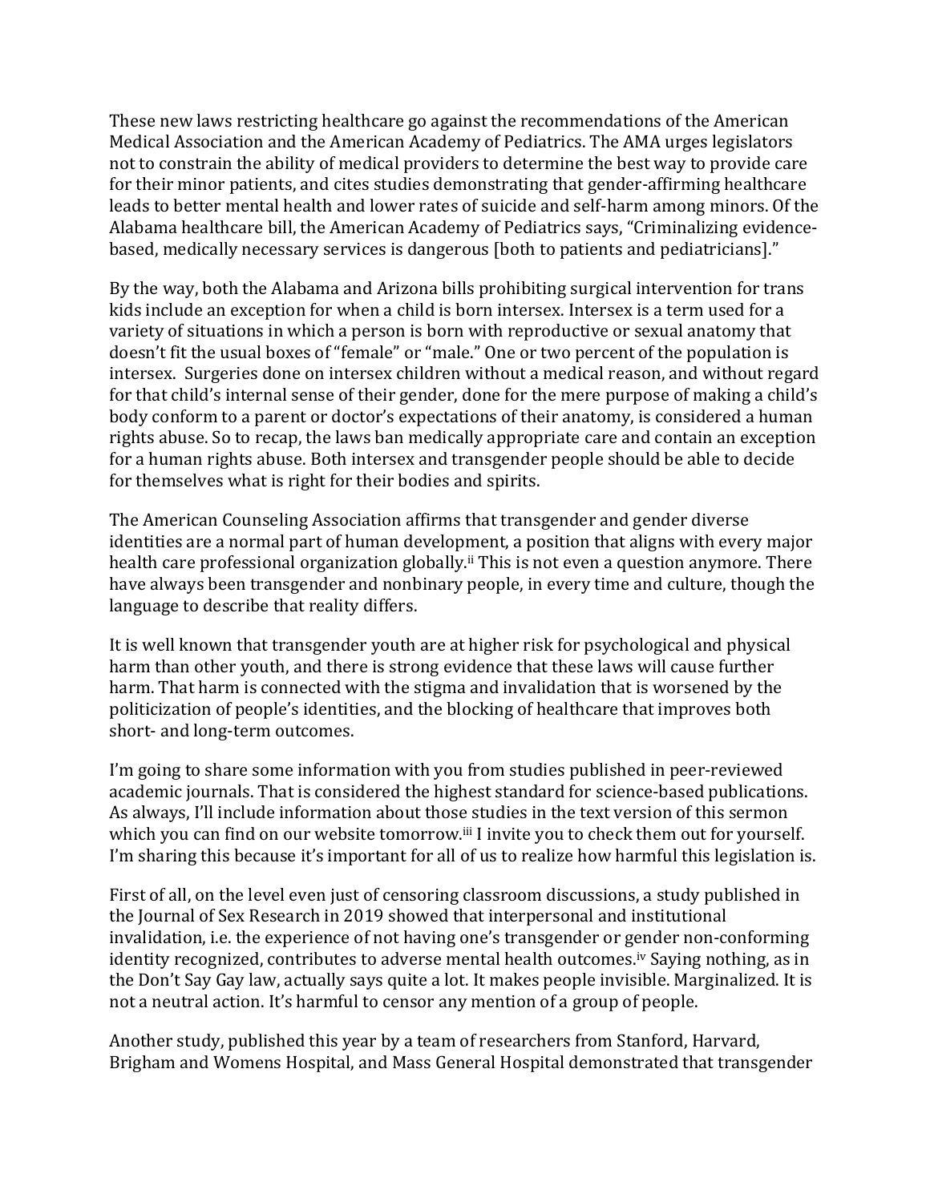These new laws restricting healthcare go against the recommendations of the American Medical Association and the American Academy of Pediatrics. The AMA urges legislators not to constrain the ability of medical providers to determine the best way to provide care for their minor patients, and cites studies demonstrating that gender-affirming healthcare leads to better mental health and lower rates of suicide and self-harm among minors. Of the Alabama healthcare bill, the American Academy of Pediatrics says, "Criminalizing evidence-based, medically necessary services is dangerous [both to patients and pediatricians]."

By the way, both the Alabama and Arizona bills prohibiting surgical intervention for trans kids include an exception for when a child is born intersex. Intersex is a term used for a variety of situations in which a person is born with reproductive or sexual anatomy that doesn't fit the usual boxes of "female" or "male." One or two percent of the population is intersex. Surgeries done on intersex children without a medical reason, and without regard for that child's internal sense of their gender, done for the mere purpose of making a child's body conform to a parent or doctor's expectations of their anatomy, is considered a human rights abuse. So to recap, the laws ban medically appropriate care and contain an exception for a human rights abuse. Both intersex and transgender people should be able to decide for themselves what is right for their bodies and spirits.

The American Counseling Association affirms that transgender and gender diverse identities are a normal part of human development, a position that aligns with every major health care professional organization globally.[ii] This is not even a question anymore. There have always been transgender and nonbinary people, in every time and culture, though the language to describe that reality differs.

It is well known that transgender youth are at higher risk for psychological and physical harm than other youth, and there is strong evidence that these laws will cause further harm. That harm is connected with the stigma and invalidation that is worsened by the politicization of people's identities, and the blocking of healthcare that improves both short- and long-term outcomes.

I'm going to share some information with you from studies published in peer-reviewed academic journals. That is considered the highest standard for science-based publications. As always, I'll include information about those studies in the text version of this sermon which you can find on our website tomorrow.[iii] I invite you to check them out for yourself. I'm sharing this because it's important for all of us to realize how harmful this legislation is.

First of all, on the level even just of censoring classroom discussions, a study published in the Journal of Sex Research in 2019 showed that interpersonal and institutional invalidation, i.e. the experience of not having one's transgender or gender non-conforming identity recognized, contributes to adverse mental health outcomes.[iv] Saying nothing, as in the Don't Say Gay law, actually says quite a lot. It makes people invisible. Marginalized. It is not a neutral action. It's harmful to censor any mention of a group of people.

Another study, published this year by a team of researchers from Stanford, Harvard, Brigham and Womens Hospital, and Mass General Hospital demonstrated that transgender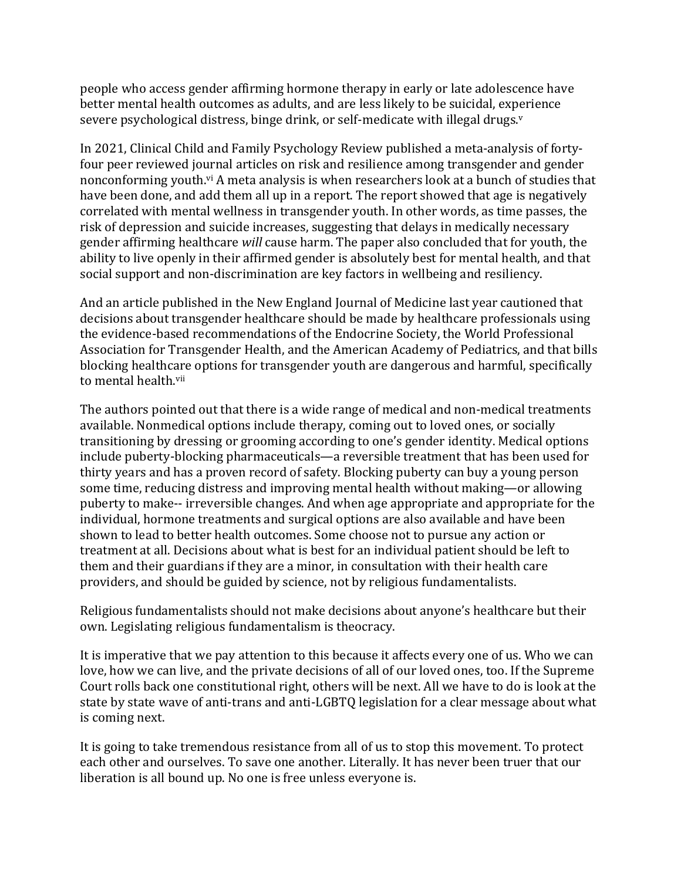people who access gender affirming hormone therapy in early or late adolescence have better mental health outcomes as adults, and are less likely to be suicidal, experience severe psychological distress, binge drink, or self-medicate with illegal drugs.[v]

In 2021, Clinical Child and Family Psychology Review published a meta-analysis of forty-four peer reviewed journal articles on risk and resilience among transgender and gender nonconforming youth.[vi] A meta analysis is when researchers look at a bunch of studies that have been done, and add them all up in a report. The report showed that age is negatively correlated with mental wellness in transgender youth. In other words, as time passes, the risk of depression and suicide increases, suggesting that delays in medically necessary gender affirming healthcare *will* cause harm. The paper also concluded that for youth, the ability to live openly in their affirmed gender is absolutely best for mental health, and that social support and non-discrimination are key factors in wellbeing and resiliency.

And an article published in the New England Journal of Medicine last year cautioned that decisions about transgender healthcare should be made by healthcare professionals using the evidence-based recommendations of the Endocrine Society, the World Professional Association for Transgender Health, and the American Academy of Pediatrics, and that bills blocking healthcare options for transgender youth are dangerous and harmful, specifically to mental health.[vii]

The authors pointed out that there is a wide range of medical and non-medical treatments available. Nonmedical options include therapy, coming out to loved ones, or socially transitioning by dressing or grooming according to one's gender identity. Medical options include puberty-blocking pharmaceuticals—a reversible treatment that has been used for thirty years and has a proven record of safety. Blocking puberty can buy a young person some time, reducing distress and improving mental health without making—or allowing puberty to make-- irreversible changes. And when age appropriate and appropriate for the individual, hormone treatments and surgical options are also available and have been shown to lead to better health outcomes. Some choose not to pursue any action or treatment at all. Decisions about what is best for an individual patient should be left to them and their guardians if they are a minor, in consultation with their health care providers, and should be guided by science, not by religious fundamentalists.

Religious fundamentalists should not make decisions about anyone's healthcare but their own. Legislating religious fundamentalism is theocracy.

It is imperative that we pay attention to this because it affects every one of us. Who we can love, how we can live, and the private decisions of all of our loved ones, too. If the Supreme Court rolls back one constitutional right, others will be next. All we have to do is look at the state by state wave of anti-trans and anti-LGBTQ legislation for a clear message about what is coming next.

It is going to take tremendous resistance from all of us to stop this movement. To protect each other and ourselves. To save one another. Literally. It has never been truer that our liberation is all bound up. No one is free unless everyone is.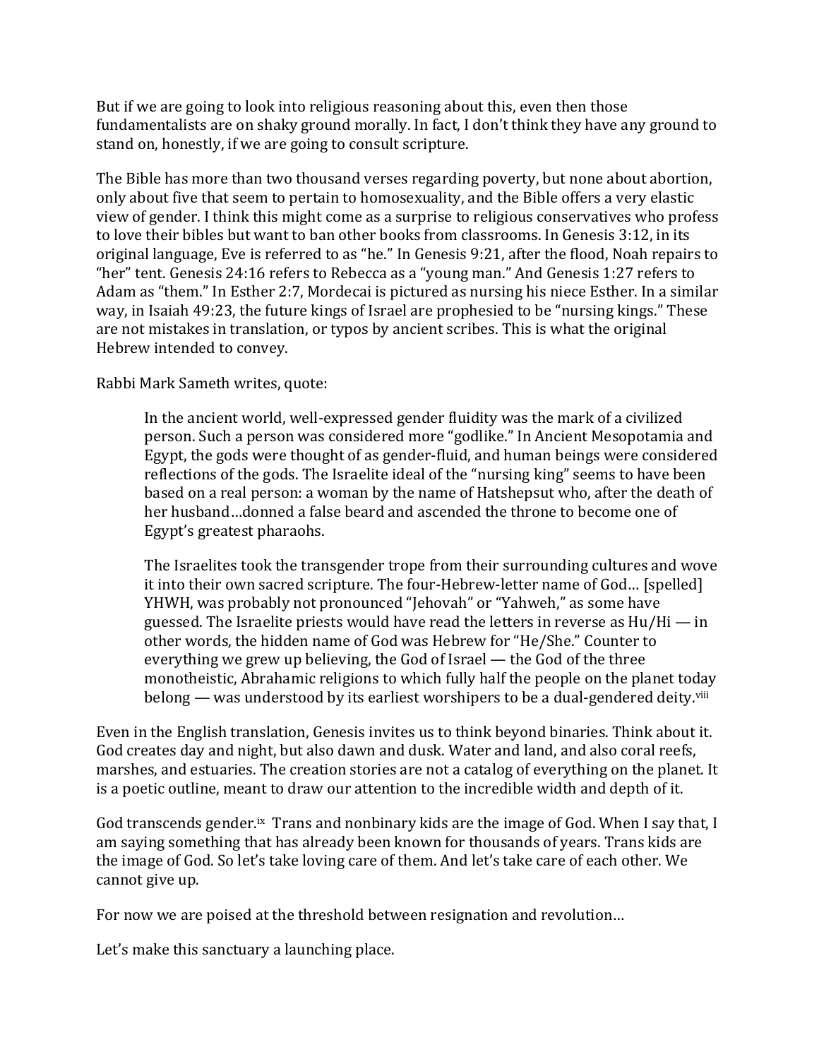But if we are going to look into religious reasoning about this, even then those fundamentalists are on shaky ground morally. In fact, I don't think they have any ground to stand on, honestly, if we are going to consult scripture.

The Bible has more than two thousand verses regarding poverty, but none about abortion, only about five that seem to pertain to homosexuality, and the Bible offers a very elastic view of gender. I think this might come as a surprise to religious conservatives who profess to love their bibles but want to ban other books from classrooms. In Genesis 3:12, in its original language, Eve is referred to as "he." In Genesis 9:21, after the flood, Noah repairs to "her" tent. Genesis 24:16 refers to Rebecca as a "young man." And Genesis 1:27 refers to Adam as "them." In Esther 2:7, Mordecai is pictured as nursing his niece Esther. In a similar way, in Isaiah 49:23, the future kings of Israel are prophesied to be "nursing kings." These are not mistakes in translation, or typos by ancient scribes. This is what the original Hebrew intended to convey.

Rabbi Mark Sameth writes, quote:

> In the ancient world, well-expressed gender fluidity was the mark of a civilized person. Such a person was considered more "godlike." In Ancient Mesopotamia and Egypt, the gods were thought of as gender-fluid, and human beings were considered reflections of the gods. The Israelite ideal of the "nursing king" seems to have been based on a real person: a woman by the name of Hatshepsut who, after the death of her husband…donned a false beard and ascended the throne to become one of Egypt's greatest pharaohs.
>
> The Israelites took the transgender trope from their surrounding cultures and wove it into their own sacred scripture. The four-Hebrew-letter name of God… [spelled] YHWH, was probably not pronounced "Jehovah" or "Yahweh," as some have guessed. The Israelite priests would have read the letters in reverse as Hu/Hi — in other words, the hidden name of God was Hebrew for "He/She." Counter to everything we grew up believing, the God of Israel — the God of the three monotheistic, Abrahamic religions to which fully half the people on the planet today belong — was understood by its earliest worshipers to be a dual-gendered deity.[viii]

Even in the English translation, Genesis invites us to think beyond binaries. Think about it. God creates day and night, but also dawn and dusk. Water and land, and also coral reefs, marshes, and estuaries. The creation stories are not a catalog of everything on the planet. It is a poetic outline, meant to draw our attention to the incredible width and depth of it.

God transcends gender.[ix] Trans and nonbinary kids are the image of God. When I say that, I am saying something that has already been known for thousands of years. Trans kids are the image of God. So let's take loving care of them. And let's take care of each other. We cannot give up.

For now we are poised at the threshold between resignation and revolution…

Let's make this sanctuary a launching place.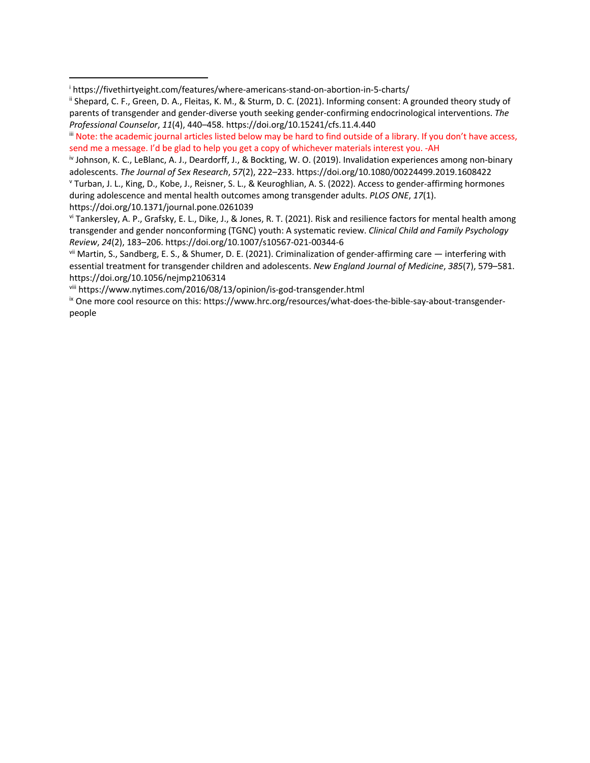---

[i] https://fivethirtyeight.com/features/where-americans-stand-on-abortion-in-5-charts/

[ii] Shepard, C. F., Green, D. A., Fleitas, K. M., & Sturm, D. C. (2021). Informing consent: A grounded theory study of parents of transgender and gender-diverse youth seeking gender-confirming endocrinological interventions. *The Professional Counselor*, *11*(4), 440–458. https://doi.org/10.15241/cfs.11.4.440

[iii] Note: the academic journal articles listed below may be hard to find outside of a library. If you don't have access, send me a message. I'd be glad to help you get a copy of whichever materials interest you. -AH

[iv] Johnson, K. C., LeBlanc, A. J., Deardorff, J., & Bockting, W. O. (2019). Invalidation experiences among non-binary adolescents. *The Journal of Sex Research*, *57*(2), 222–233. https://doi.org/10.1080/00224499.2019.1608422

[v] Turban, J. L., King, D., Kobe, J., Reisner, S. L., & Keuroghlian, A. S. (2022). Access to gender-affirming hormones during adolescence and mental health outcomes among transgender adults. *PLOS ONE*, *17*(1). https://doi.org/10.1371/journal.pone.0261039

[vi] Tankersley, A. P., Grafsky, E. L., Dike, J., & Jones, R. T. (2021). Risk and resilience factors for mental health among transgender and gender nonconforming (TGNC) youth: A systematic review. *Clinical Child and Family Psychology Review*, *24*(2), 183–206. https://doi.org/10.1007/s10567-021-00344-6

[vii] Martin, S., Sandberg, E. S., & Shumer, D. E. (2021). Criminalization of gender-affirming care — interfering with essential treatment for transgender children and adolescents. *New England Journal of Medicine*, *385*(7), 579–581. https://doi.org/10.1056/nejmp2106314

[viii] https://www.nytimes.com/2016/08/13/opinion/is-god-transgender.html

[ix] One more cool resource on this: https://www.hrc.org/resources/what-does-the-bible-say-about-transgender-people